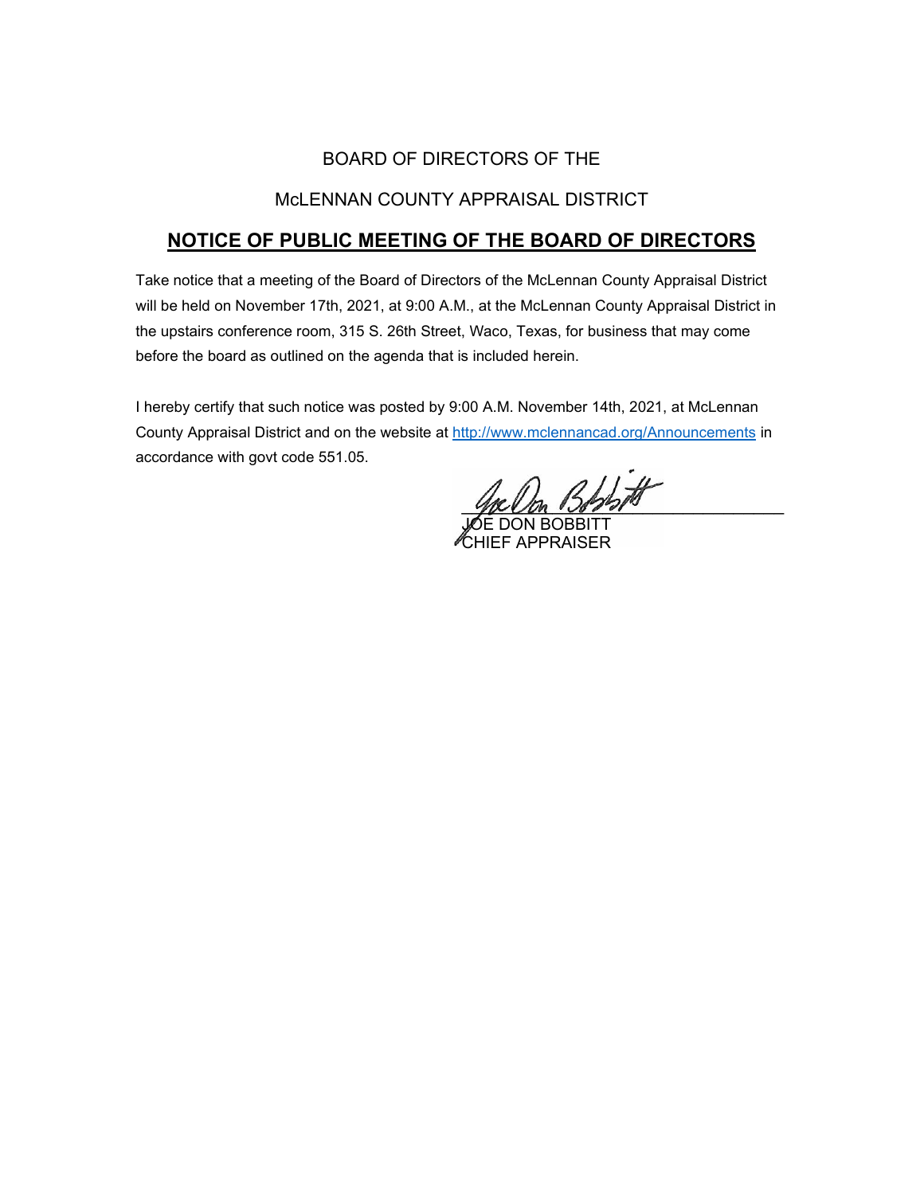BOARD OF DIRECTORS OF THE

McLENNAN COUNTY APPRAISAL DISTRICT

## **NOTICE OF PUBLIC MEETING OF THE BOARD OF DIRECTORS**

Take notice that a meeting of the Board of Directors of the McLennan County Appraisal District will be held on November 17th, 2021, at 9:00 A.M., at the McLennan County Appraisal District in the upstairs conference room, 315 S. 26th Street, Waco, Texas, for business that may come before the board as outlined on the agenda that is included herein.

I hereby certify that such notice was posted by 9:00 A.M. November 14th, 2021, at McLennan County Appraisal District and on the website at http://www.mclennancad.org/Announcements in accordance with govt code 551.05.

JOE DON BOBBITT
CHIEF APPRAISER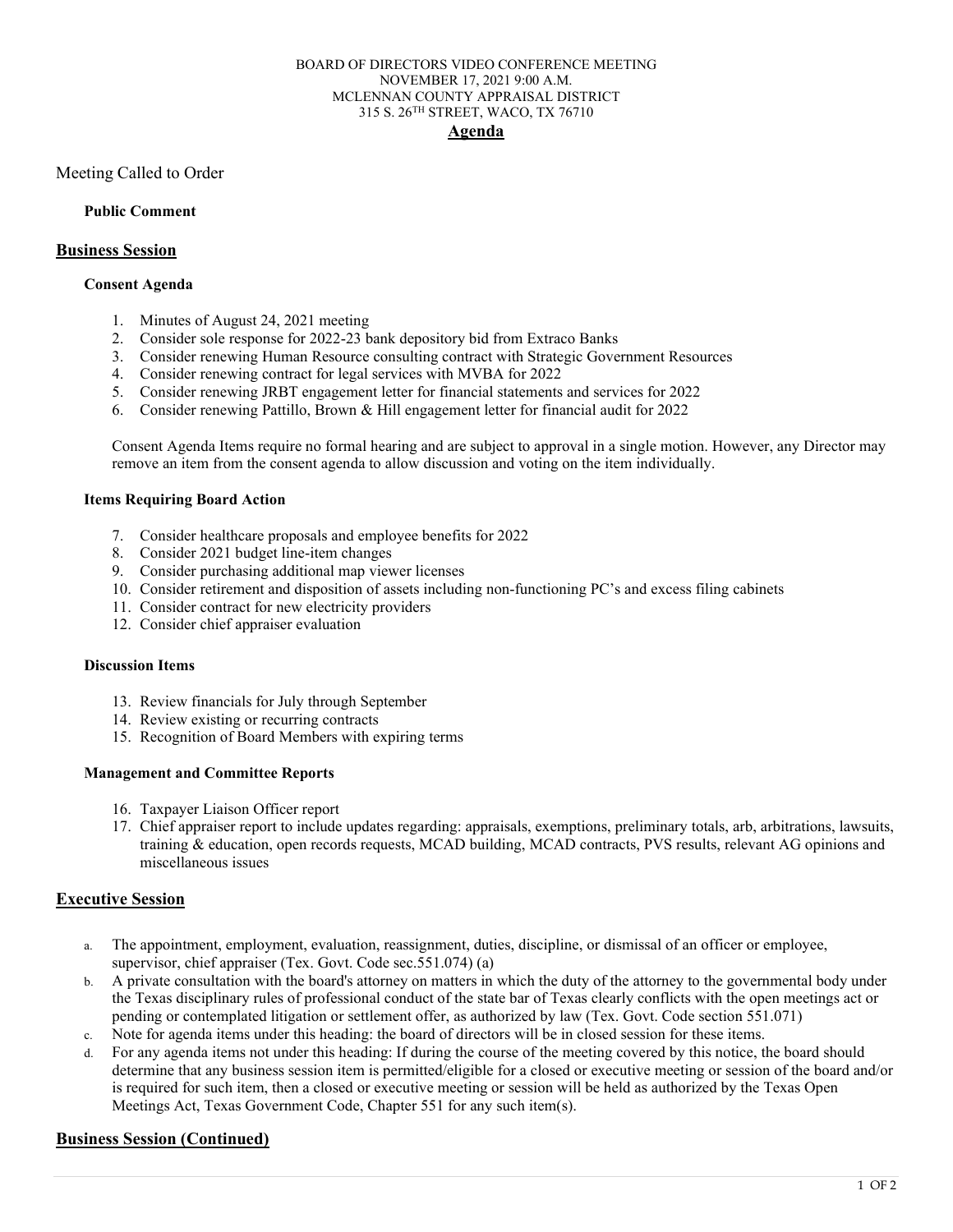BOARD OF DIRECTORS VIDEO CONFERENCE MEETING
NOVEMBER 17, 2021 9:00 A.M.
MCLENNAN COUNTY APPRAISAL DISTRICT
315 S. 26TH STREET, WACO, TX 76710

# Agenda

Meeting Called to Order

**Public Comment**

## Business Session

**Consent Agenda**

1. Minutes of August 24, 2021 meeting
2. Consider sole response for 2022-23 bank depository bid from Extraco Banks
3. Consider renewing Human Resource consulting contract with Strategic Government Resources
4. Consider renewing contract for legal services with MVBA for 2022
5. Consider renewing JRBT engagement letter for financial statements and services for 2022
6. Consider renewing Pattillo, Brown & Hill engagement letter for financial audit for 2022

Consent Agenda Items require no formal hearing and are subject to approval in a single motion. However, any Director may remove an item from the consent agenda to allow discussion and voting on the item individually.

**Items Requiring Board Action**

7. Consider healthcare proposals and employee benefits for 2022
8. Consider 2021 budget line-item changes
9. Consider purchasing additional map viewer licenses
10. Consider retirement and disposition of assets including non-functioning PC's and excess filing cabinets
11. Consider contract for new electricity providers
12. Consider chief appraiser evaluation

**Discussion Items**

13. Review financials for July through September
14. Review existing or recurring contracts
15. Recognition of Board Members with expiring terms

**Management and Committee Reports**

16. Taxpayer Liaison Officer report
17. Chief appraiser report to include updates regarding: appraisals, exemptions, preliminary totals, arb, arbitrations, lawsuits, training & education, open records requests, MCAD building, MCAD contracts, PVS results, relevant AG opinions and miscellaneous issues

## Executive Session

a. The appointment, employment, evaluation, reassignment, duties, discipline, or dismissal of an officer or employee, supervisor, chief appraiser (Tex. Govt. Code sec.551.074) (a)
b. A private consultation with the board's attorney on matters in which the duty of the attorney to the governmental body under the Texas disciplinary rules of professional conduct of the state bar of Texas clearly conflicts with the open meetings act or pending or contemplated litigation or settlement offer, as authorized by law (Tex. Govt. Code section 551.071)
c. Note for agenda items under this heading: the board of directors will be in closed session for these items.
d. For any agenda items not under this heading: If during the course of the meeting covered by this notice, the board should determine that any business session item is permitted/eligible for a closed or executive meeting or session of the board and/or is required for such item, then a closed or executive meeting or session will be held as authorized by the Texas Open Meetings Act, Texas Government Code, Chapter 551 for any such item(s).

## Business Session (Continued)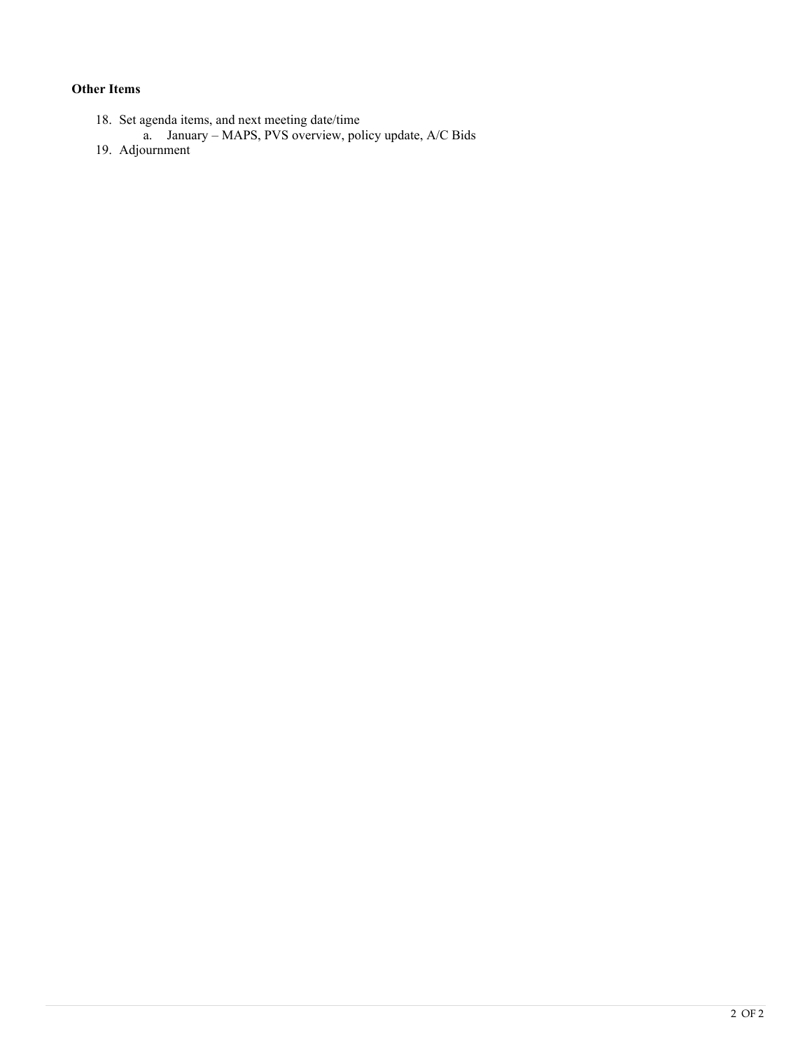**Other Items**

18. Set agenda items, and next meeting date/time
    a. January – MAPS, PVS overview, policy update, A/C Bids
19. Adjournment